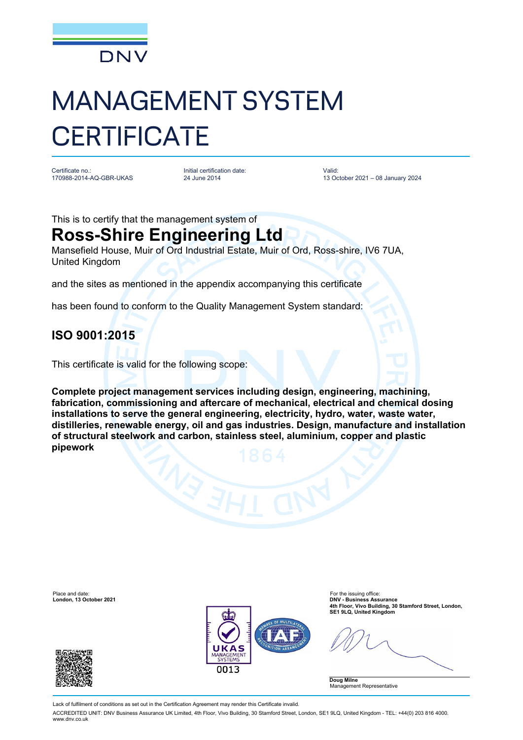DNV

# MANAGEMENT SYSTEM CERTIFICATE

Certificate no.:
170988-2014-AQ-GBR-UKAS

Initial certification date:
24 June 2014

Valid:
13 October 2021 – 08 January 2024

This is to certify that the management system of

## Ross-Shire Engineering Ltd

Mansefield House, Muir of Ord Industrial Estate, Muir of Ord, Ross-shire, IV6 7UA, United Kingdom

and the sites as mentioned in the appendix accompanying this certificate

has been found to conform to the Quality Management System standard:

## ISO 9001:2015

This certificate is valid for the following scope:

**Complete project management services including design, engineering, machining, fabrication, commissioning and aftercare of mechanical, electrical and chemical dosing installations to serve the general engineering, electricity, hydro, water, waste water, distilleries, renewable energy, oil and gas industries. Design, manufacture and installation of structural steelwork and carbon, stainless steel, aluminium, copper and plastic pipework**

Place and date:
**London, 13 October 2021**

For the issuing office:
**DNV - Business Assurance**
**4th Floor, Vivo Building, 30 Stamford Street, London, SE1 9LQ, United Kingdom**

UKAS MANAGEMENT SYSTEMS 0013

**Doug Milne**
Management Representative

Lack of fulfilment of conditions as set out in the Certification Agreement may render this Certificate invalid.

ACCREDITED UNIT: DNV Business Assurance UK Limited, 4th Floor, Vivo Building, 30 Stamford Street, London, SE1 9LQ, United Kingdom - TEL: +44(0) 203 816 4000. www.dnv.co.uk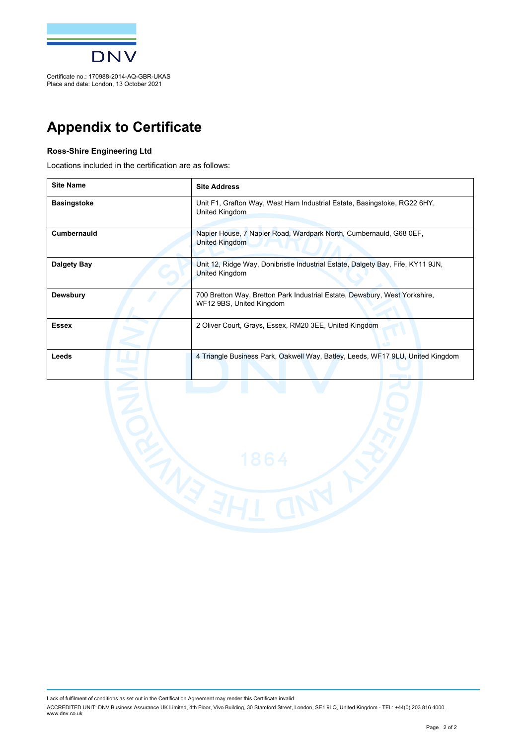Certificate no.: 170988-2014-AQ-GBR-UKAS
Place and date: London, 13 October 2021

# Appendix to Certificate

**Ross-Shire Engineering Ltd**

Locations included in the certification are as follows:

| Site Name | Site Address |
|---|---|
| **Basingstoke** | Unit F1, Grafton Way, West Ham Industrial Estate, Basingstoke, RG22 6HY, United Kingdom |
| **Cumbernauld** | Napier House, 7 Napier Road, Wardpark North, Cumbernauld, G68 0EF, United Kingdom |
| **Dalgety Bay** | Unit 12, Ridge Way, Donibristle Industrial Estate, Dalgety Bay, Fife, KY11 9JN, United Kingdom |
| **Dewsbury** | 700 Bretton Way, Bretton Park Industrial Estate, Dewsbury, West Yorkshire, WF12 9BS, United Kingdom |
| **Essex** | 2 Oliver Court, Grays, Essex, RM20 3EE, United Kingdom |
| **Leeds** | 4 Triangle Business Park, Oakwell Way, Batley, Leeds, WF17 9LU, United Kingdom |

Lack of fulfilment of conditions as set out in the Certification Agreement may render this Certificate invalid.

ACCREDITED UNIT: DNV Business Assurance UK Limited, 4th Floor, Vivo Building, 30 Stamford Street, London, SE1 9LQ, United Kingdom - TEL: +44(0) 203 816 4000. www.dnv.co.uk